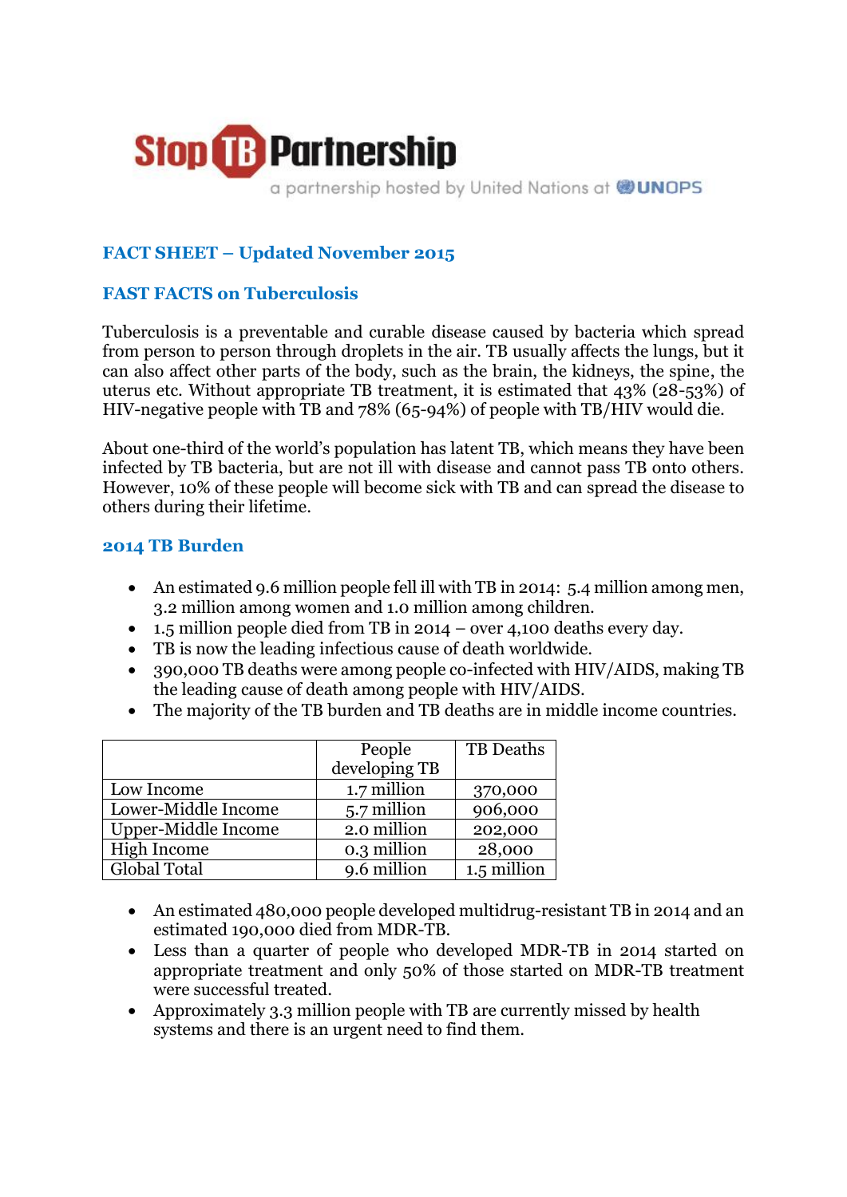Stop TB Partnership

a partnership hosted by United Nations at UNOPS

## FACT SHEET – Updated November 2015

## FAST FACTS on Tuberculosis

Tuberculosis is a preventable and curable disease caused by bacteria which spread from person to person through droplets in the air. TB usually affects the lungs, but it can also affect other parts of the body, such as the brain, the kidneys, the spine, the uterus etc. Without appropriate TB treatment, it is estimated that 43% (28-53%) of HIV-negative people with TB and 78% (65-94%) of people with TB/HIV would die.

About one-third of the world's population has latent TB, which means they have been infected by TB bacteria, but are not ill with disease and cannot pass TB onto others. However, 10% of these people will become sick with TB and can spread the disease to others during their lifetime.

## 2014 TB Burden

- An estimated 9.6 million people fell ill with TB in 2014: 5.4 million among men, 3.2 million among women and 1.0 million among children.
- 1.5 million people died from TB in 2014 – over 4,100 deaths every day.
- TB is now the leading infectious cause of death worldwide.
- 390,000 TB deaths were among people co-infected with HIV/AIDS, making TB the leading cause of death among people with HIV/AIDS.
- The majority of the TB burden and TB deaths are in middle income countries.

| | People developing TB | TB Deaths |
|---|---|---|
| Low Income | 1.7 million | 370,000 |
| Lower-Middle Income | 5.7 million | 906,000 |
| Upper-Middle Income | 2.0 million | 202,000 |
| High Income | 0.3 million | 28,000 |
| Global Total | 9.6 million | 1.5 million |

- An estimated 480,000 people developed multidrug-resistant TB in 2014 and an estimated 190,000 died from MDR-TB.
- Less than a quarter of people who developed MDR-TB in 2014 started on appropriate treatment and only 50% of those started on MDR-TB treatment were successful treated.
- Approximately 3.3 million people with TB are currently missed by health systems and there is an urgent need to find them.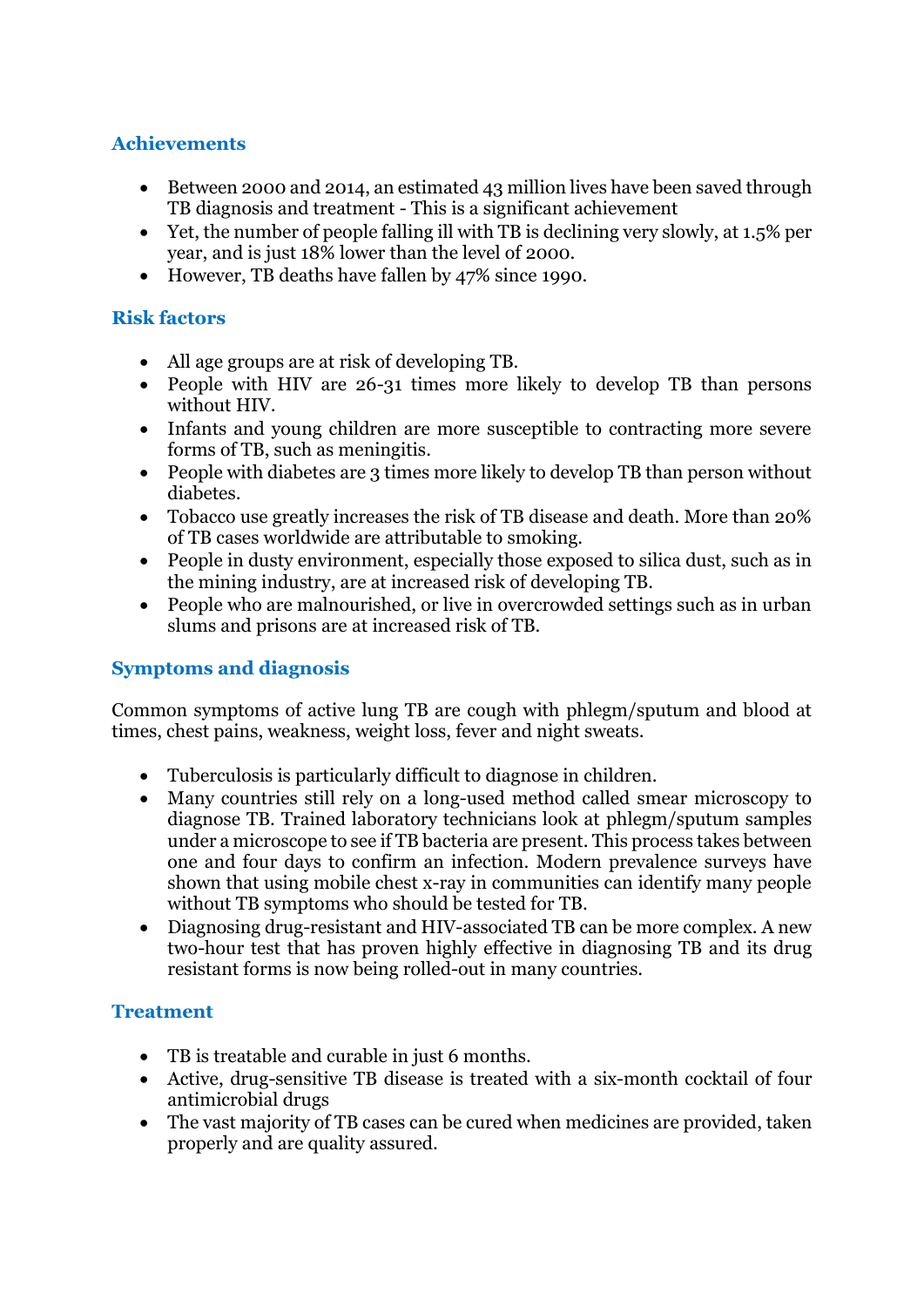## Achievements

- Between 2000 and 2014, an estimated 43 million lives have been saved through TB diagnosis and treatment - This is a significant achievement
- Yet, the number of people falling ill with TB is declining very slowly, at 1.5% per year, and is just 18% lower than the level of 2000.
- However, TB deaths have fallen by 47% since 1990.

## Risk factors

- All age groups are at risk of developing TB.
- People with HIV are 26-31 times more likely to develop TB than persons without HIV.
- Infants and young children are more susceptible to contracting more severe forms of TB, such as meningitis.
- People with diabetes are 3 times more likely to develop TB than person without diabetes.
- Tobacco use greatly increases the risk of TB disease and death. More than 20% of TB cases worldwide are attributable to smoking.
- People in dusty environment, especially those exposed to silica dust, such as in the mining industry, are at increased risk of developing TB.
- People who are malnourished, or live in overcrowded settings such as in urban slums and prisons are at increased risk of TB.

## Symptoms and diagnosis

Common symptoms of active lung TB are cough with phlegm/sputum and blood at times, chest pains, weakness, weight loss, fever and night sweats.

- Tuberculosis is particularly difficult to diagnose in children.
- Many countries still rely on a long-used method called smear microscopy to diagnose TB. Trained laboratory technicians look at phlegm/sputum samples under a microscope to see if TB bacteria are present. This process takes between one and four days to confirm an infection. Modern prevalence surveys have shown that using mobile chest x-ray in communities can identify many people without TB symptoms who should be tested for TB.
- Diagnosing drug-resistant and HIV-associated TB can be more complex. A new two-hour test that has proven highly effective in diagnosing TB and its drug resistant forms is now being rolled-out in many countries.

## Treatment

- TB is treatable and curable in just 6 months.
- Active, drug-sensitive TB disease is treated with a six-month cocktail of four antimicrobial drugs
- The vast majority of TB cases can be cured when medicines are provided, taken properly and are quality assured.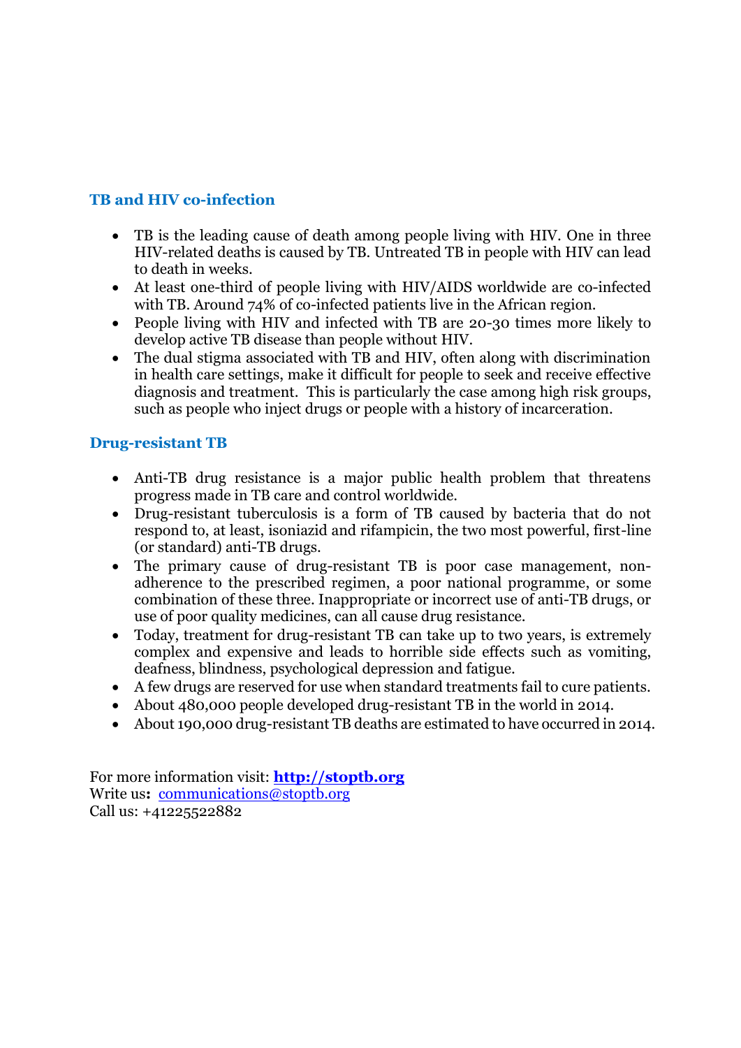## TB and HIV co-infection

- TB is the leading cause of death among people living with HIV. One in three HIV-related deaths is caused by TB. Untreated TB in people with HIV can lead to death in weeks.
- At least one-third of people living with HIV/AIDS worldwide are co-infected with TB. Around 74% of co-infected patients live in the African region.
- People living with HIV and infected with TB are 20-30 times more likely to develop active TB disease than people without HIV.
- The dual stigma associated with TB and HIV, often along with discrimination in health care settings, make it difficult for people to seek and receive effective diagnosis and treatment. This is particularly the case among high risk groups, such as people who inject drugs or people with a history of incarceration.

## Drug-resistant TB

- Anti-TB drug resistance is a major public health problem that threatens progress made in TB care and control worldwide.
- Drug-resistant tuberculosis is a form of TB caused by bacteria that do not respond to, at least, isoniazid and rifampicin, the two most powerful, first-line (or standard) anti-TB drugs.
- The primary cause of drug-resistant TB is poor case management, non-adherence to the prescribed regimen, a poor national programme, or some combination of these three. Inappropriate or incorrect use of anti-TB drugs, or use of poor quality medicines, can all cause drug resistance.
- Today, treatment for drug-resistant TB can take up to two years, is extremely complex and expensive and leads to horrible side effects such as vomiting, deafness, blindness, psychological depression and fatigue.
- A few drugs are reserved for use when standard treatments fail to cure patients.
- About 480,000 people developed drug-resistant TB in the world in 2014.
- About 190,000 drug-resistant TB deaths are estimated to have occurred in 2014.

For more information visit: **http://stoptb.org**
Write us**:** communications@stoptb.org
Call us: +41225522882